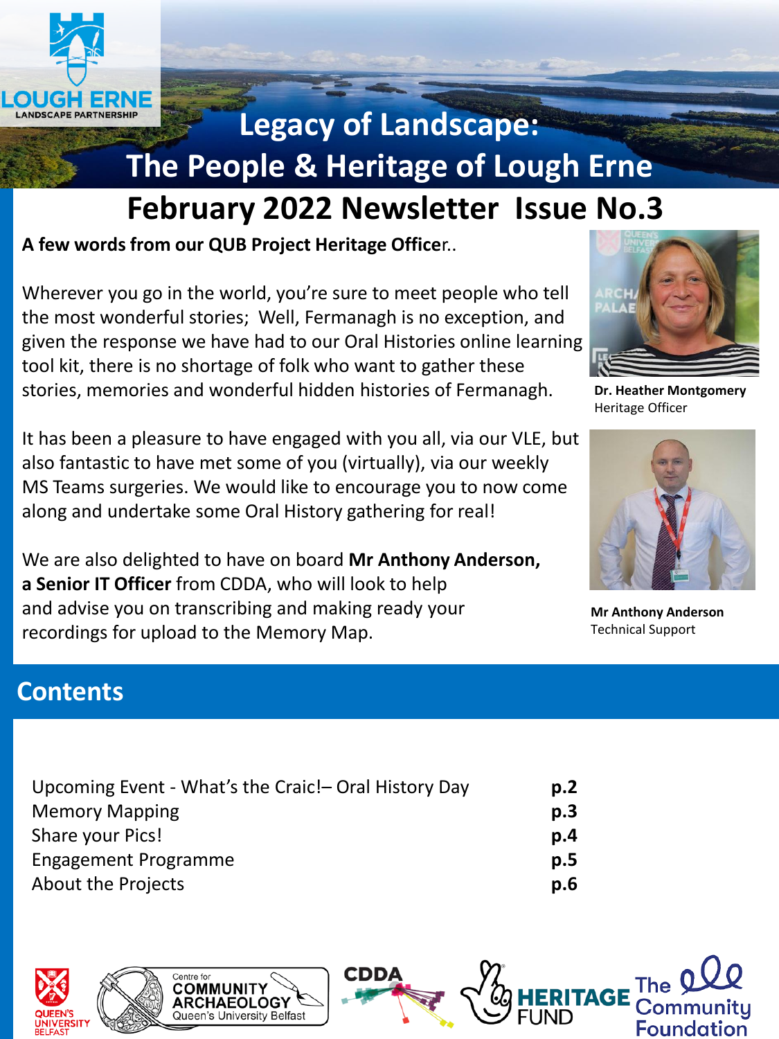LOUGH ERNE LANDSCAPE PARTNERSHIP

# Legacy of Landscape: The People & Heritage of Lough Erne

## February 2022 Newsletter Issue No.3

**A few words from our QUB Project Heritage Office**r..

Wherever you go in the world, you're sure to meet people who tell the most wonderful stories; Well, Fermanagh is no exception, and given the response we have had to our Oral Histories online learning tool kit, there is no shortage of folk who want to gather these stories, memories and wonderful hidden histories of Fermanagh.

It has been a pleasure to have engaged with you all, via our VLE, but also fantastic to have met some of you (virtually), via our weekly MS Teams surgeries. We would like to encourage you to now come along and undertake some Oral History gathering for real!

We are also delighted to have on board **Mr Anthony Anderson, a Senior IT Officer** from CDDA, who will look to help and advise you on transcribing and making ready your recordings for upload to the Memory Map.

**Dr. Heather Montgomery**
Heritage Officer

**Mr Anthony Anderson**
Technical Support

## Contents

| | |
|---|---|
| Upcoming Event - What's the Craic!– Oral History Day | **p.2** |
| Memory Mapping | **p.3** |
| Share your Pics! | **p.4** |
| Engagement Programme | **p.5** |
| About the Projects | **p.6** |

QUEEN'S UNIVERSITY BELFAST | Centre for COMMUNITY ARCHAEOLOGY Queen's University Belfast | CDDA | HERITAGE FUND | The Community Foundation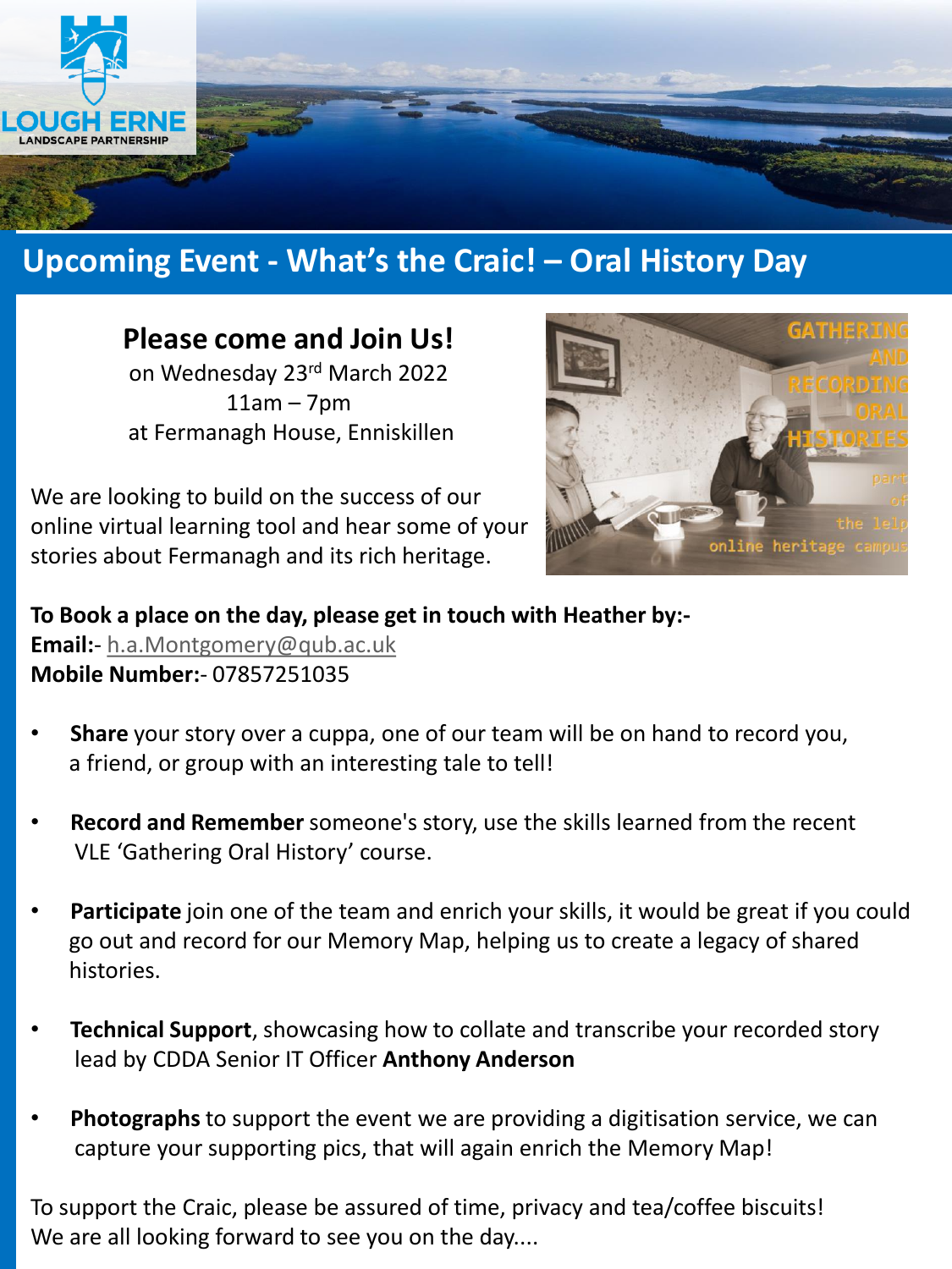LOUGH ERNE
LANDSCAPE PARTNERSHIP

## Upcoming Event - What's the Craic! – Oral History Day

### Please come and Join Us!

on Wednesday 23rd March 2022
11am – 7pm
at Fermanagh House, Enniskillen

We are looking to build on the success of our online virtual learning tool and hear some of your stories about Fermanagh and its rich heritage.

**To Book a place on the day, please get in touch with Heather by:-**
**Email:**- h.a.Montgomery@qub.ac.uk
**Mobile Number:**- 07857251035

- **Share** your story over a cuppa, one of our team will be on hand to record you, a friend, or group with an interesting tale to tell!
- **Record and Remember** someone's story, use the skills learned from the recent VLE 'Gathering Oral History' course.
- **Participate** join one of the team and enrich your skills, it would be great if you could go out and record for our Memory Map, helping us to create a legacy of shared histories.
- **Technical Support**, showcasing how to collate and transcribe your recorded story lead by CDDA Senior IT Officer **Anthony Anderson**
- **Photographs** to support the event we are providing a digitisation service, we can capture your supporting pics, that will again enrich the Memory Map!

To support the Craic, please be assured of time, privacy and tea/coffee biscuits!
We are all looking forward to see you on the day....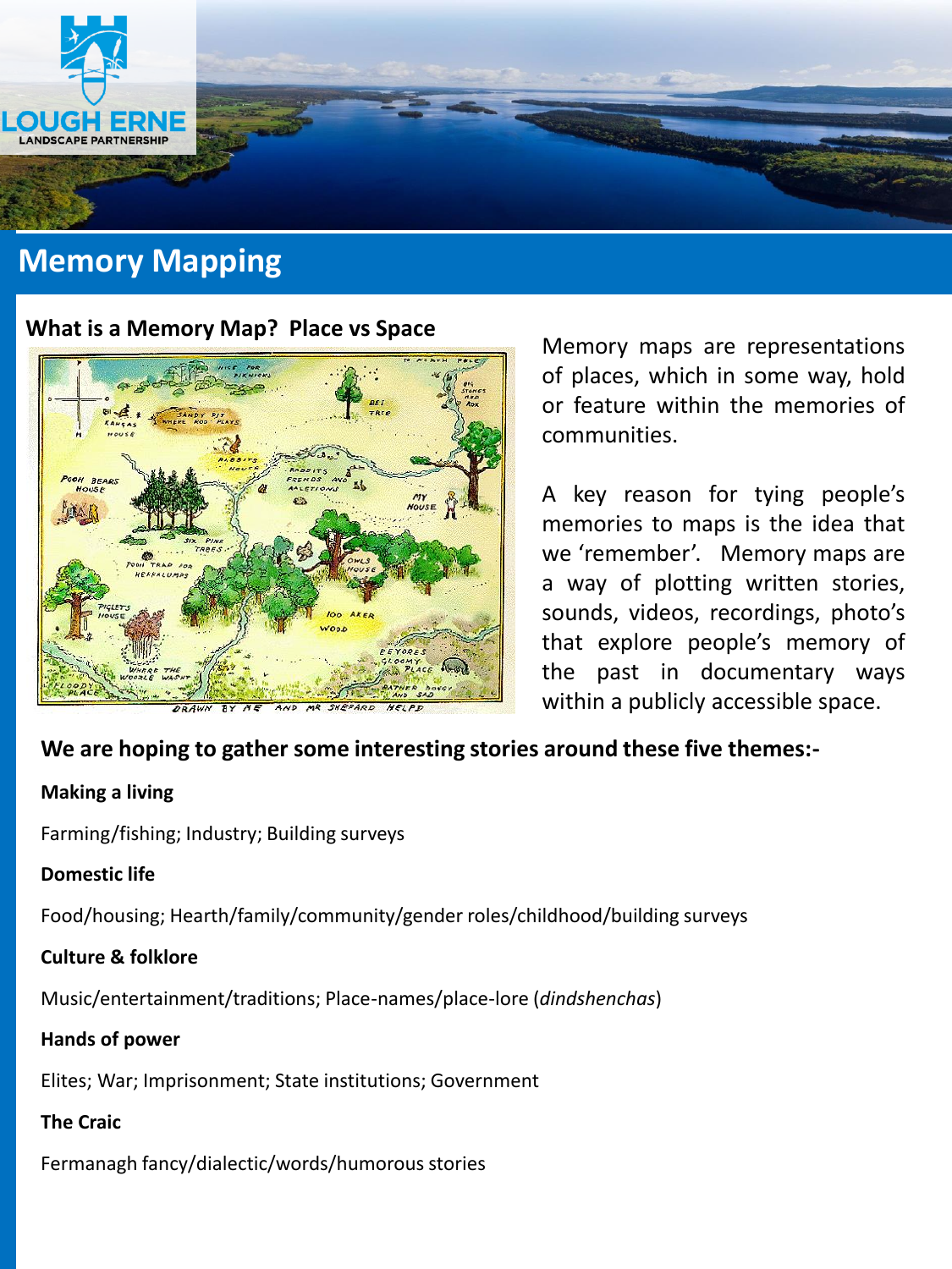# Memory Mapping

### What is a Memory Map? Place vs Space

Memory maps are representations of places, which in some way, hold or feature within the memories of communities.

A key reason for tying people's memories to maps is the idea that we 'remember'. Memory maps are a way of plotting written stories, sounds, videos, recordings, photo's that explore people's memory of the past in documentary ways within a publicly accessible space.

### We are hoping to gather some interesting stories around these five themes:-

**Making a living**

Farming/fishing; Industry; Building surveys

**Domestic life**

Food/housing; Hearth/family/community/gender roles/childhood/building surveys

**Culture & folklore**

Music/entertainment/traditions; Place-names/place-lore (*dindshenchas*)

**Hands of power**

Elites; War; Imprisonment; State institutions; Government

**The Craic**

Fermanagh fancy/dialectic/words/humorous stories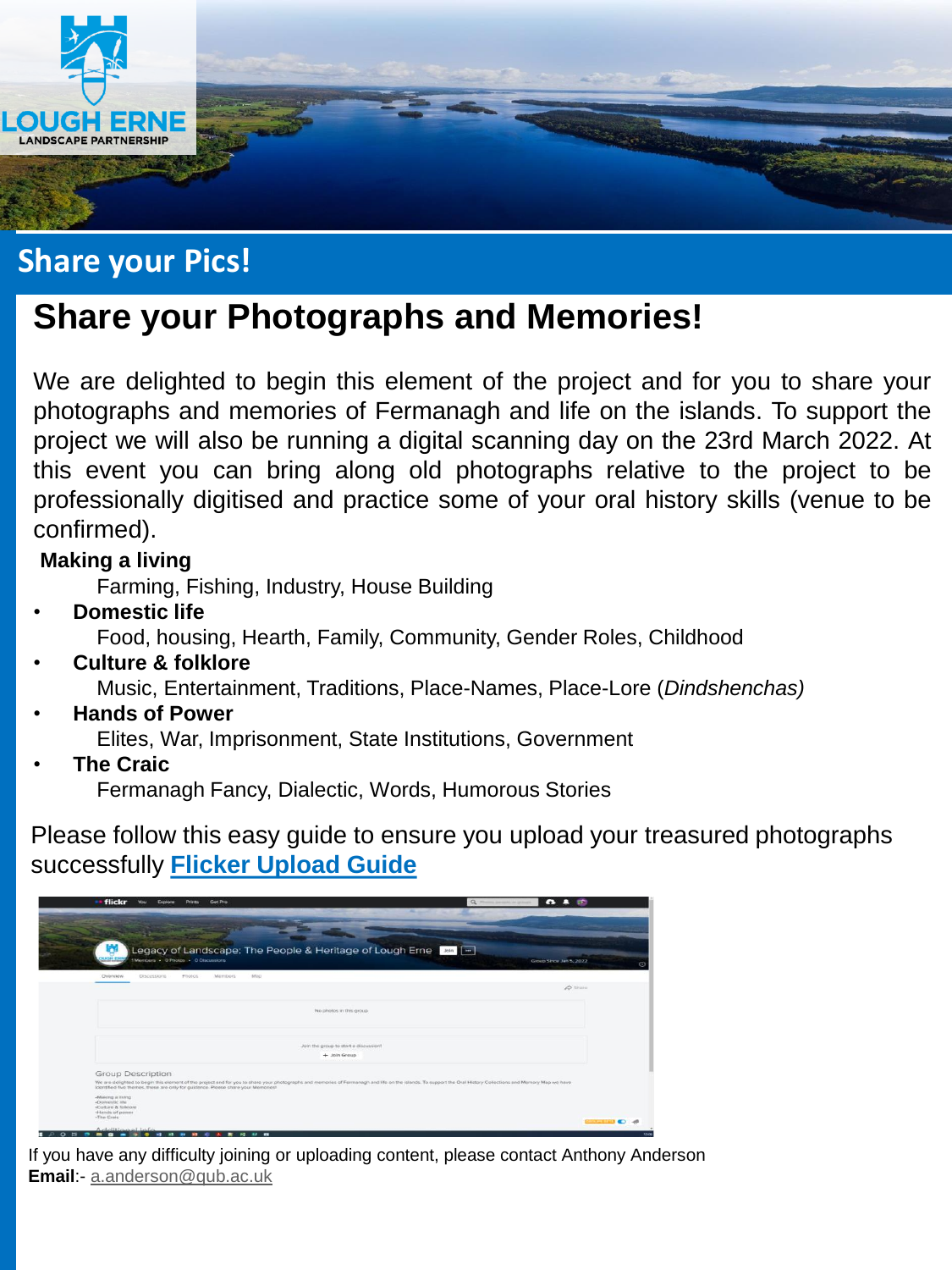## Share your Pics!

# Share your Photographs and Memories!

We are delighted to begin this element of the project and for you to share your photographs and memories of Fermanagh and life on the islands. To support the project we will also be running a digital scanning day on the 23rd March 2022. At this event you can bring along old photographs relative to the project to be professionally digitised and practice some of your oral history skills (venue to be confirmed).

**Making a living**
Farming, Fishing, Industry, House Building

- **Domestic life**
  Food, housing, Hearth, Family, Community, Gender Roles, Childhood
- **Culture & folklore**
  Music, Entertainment, Traditions, Place-Names, Place-Lore (*Dindshenchas)*
- **Hands of Power**
  Elites, War, Imprisonment, State Institutions, Government
- **The Craic**
  Fermanagh Fancy, Dialectic, Words, Humorous Stories

Please follow this easy guide to ensure you upload your treasured photographs successfully **Flicker Upload Guide**

If you have any difficulty joining or uploading content, please contact Anthony Anderson
**Email**:- a.anderson@qub.ac.uk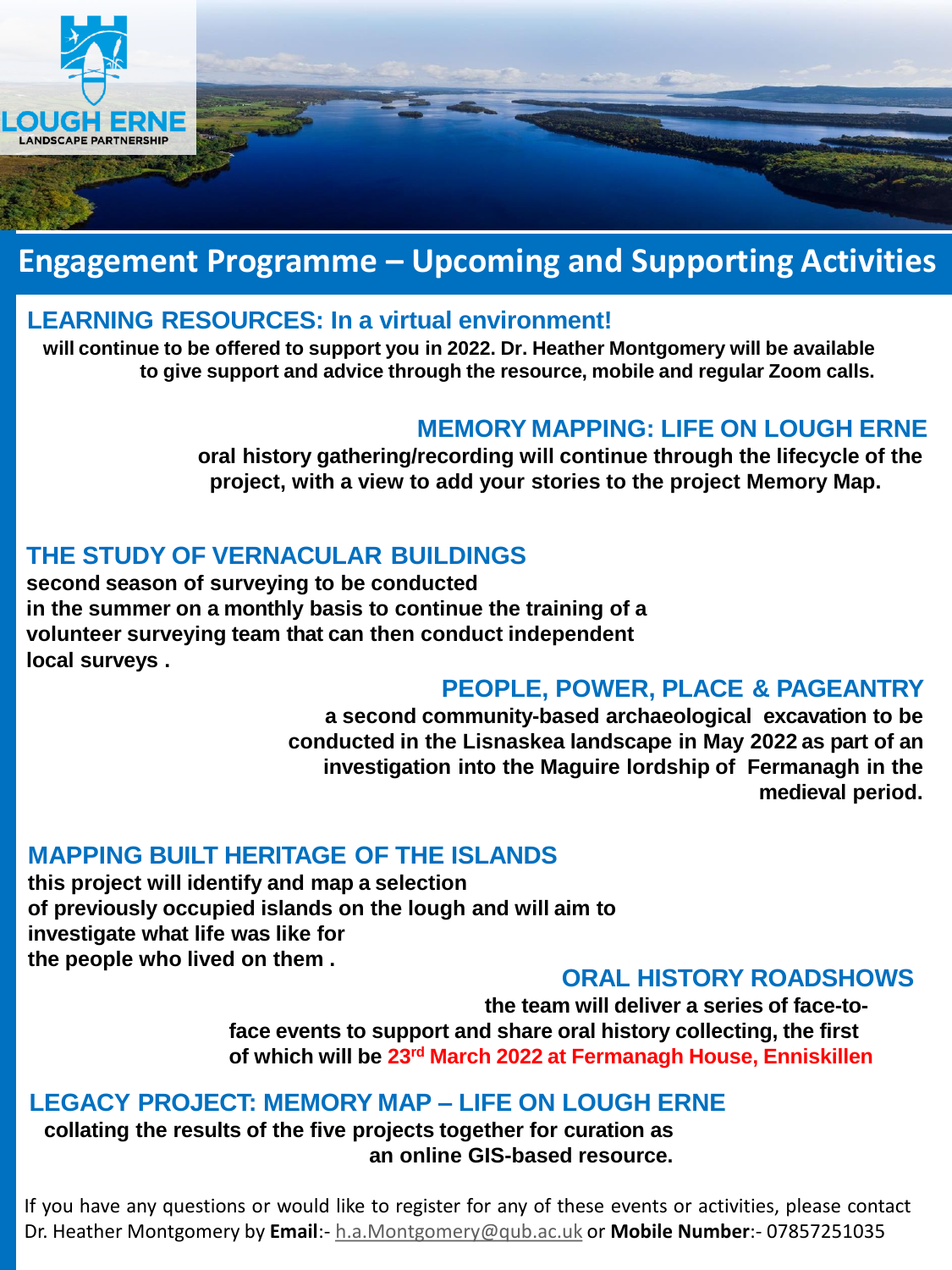LOUGH ERNE
LANDSCAPE PARTNERSHIP

# Engagement Programme – Upcoming and Supporting Activities

## LEARNING RESOURCES: In a virtual environment!

**will continue to be offered to support you in 2022. Dr. Heather Montgomery will be available to give support and advice through the resource, mobile and regular Zoom calls.**

## MEMORY MAPPING: LIFE ON LOUGH ERNE

**oral history gathering/recording will continue through the lifecycle of the project, with a view to add your stories to the project Memory Map.**

## THE STUDY OF VERNACULAR BUILDINGS

**second season of surveying to be conducted in the summer on a monthly basis to continue the training of a volunteer surveying team that can then conduct independent local surveys .**

## PEOPLE, POWER, PLACE & PAGEANTRY

**a second community-based archaeological excavation to be conducted in the Lisnaskea landscape in May 2022 as part of an investigation into the Maguire lordship of Fermanagh in the medieval period.**

## MAPPING BUILT HERITAGE OF THE ISLANDS

**this project will identify and map a selection of previously occupied islands on the lough and will aim to investigate what life was like for the people who lived on them .**

## ORAL HISTORY ROADSHOWS

**the team will deliver a series of face-to-face events to support and share oral history collecting, the first of which will be 23rd March 2022 at Fermanagh House, Enniskillen**

## LEGACY PROJECT: MEMORY MAP – LIFE ON LOUGH ERNE

**collating the results of the five projects together for curation as an online GIS-based resource.**

If you have any questions or would like to register for any of these events or activities, please contact Dr. Heather Montgomery by **Email**:- h.a.Montgomery@qub.ac.uk or **Mobile Number**:- 07857251035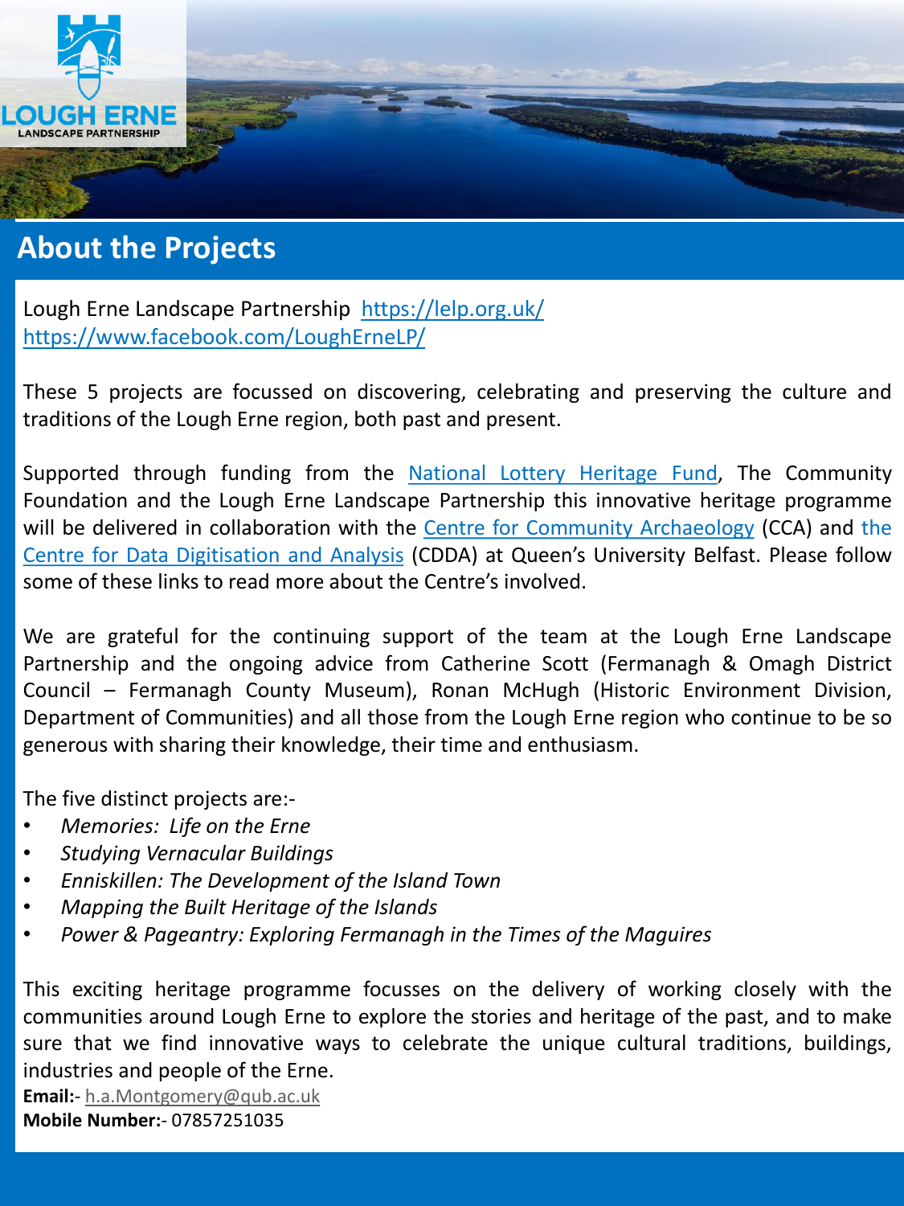## About the Projects

Lough Erne Landscape Partnership [https://lelp.org.uk/](https://lelp.org.uk/)
[https://www.facebook.com/LoughErneLP/](https://www.facebook.com/LoughErneLP/)

These 5 projects are focussed on discovering, celebrating and preserving the culture and traditions of the Lough Erne region, both past and present.

Supported through funding from the National Lottery Heritage Fund, The Community Foundation and the Lough Erne Landscape Partnership this innovative heritage programme will be delivered in collaboration with the Centre for Community Archaeology (CCA) and the Centre for Data Digitisation and Analysis (CDDA) at Queen's University Belfast. Please follow some of these links to read more about the Centre's involved.

We are grateful for the continuing support of the team at the Lough Erne Landscape Partnership and the ongoing advice from Catherine Scott (Fermanagh & Omagh District Council – Fermanagh County Museum), Ronan McHugh (Historic Environment Division, Department of Communities) and all those from the Lough Erne region who continue to be so generous with sharing their knowledge, their time and enthusiasm.

The five distinct projects are:-

- *Memories: Life on the Erne*
- *Studying Vernacular Buildings*
- *Enniskillen: The Development of the Island Town*
- *Mapping the Built Heritage of the Islands*
- *Power & Pageantry: Exploring Fermanagh in the Times of the Maguires*

This exciting heritage programme focusses on the delivery of working closely with the communities around Lough Erne to explore the stories and heritage of the past, and to make sure that we find innovative ways to celebrate the unique cultural traditions, buildings, industries and people of the Erne.

**Email:**- h.a.Montgomery@qub.ac.uk
**Mobile Number:**- 07857251035